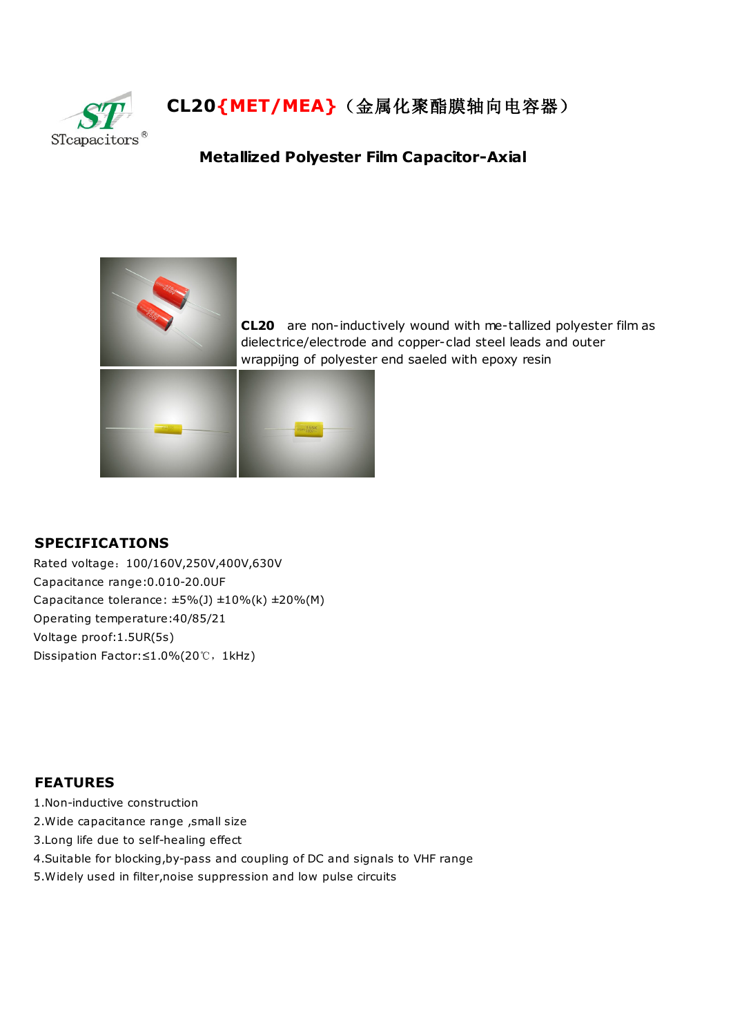# CL20{MET/MEA}（金属化聚酯膜轴向电容器）

## Metallized Polyester Film Capacitor-Axial

**CL20** are non-inductively wound with me-tallized polyester film as dielectrice/electrode and copper-clad steel leads and outer wrappijng of polyester end saeled with epoxy resin

## SPECIFICATIONS

Rated voltage：100/160V,250V,400V,630V

Capacitance range:0.010-20.0UF

Capacitance tolerance: ±5%(J) ±10%(k) ±20%(M)

Operating temperature:40/85/21

Voltage proof:1.5UR(5s)

Dissipation Factor:≤1.0%(20℃，1kHz)

## FEATURES

1.Non-inductive construction

2.Wide capacitance range ,small size

3.Long life due to self-healing effect

4.Suitable for blocking,by-pass and coupling of DC and signals to VHF range

5.Widely used in filter,noise suppression and low pulse circuits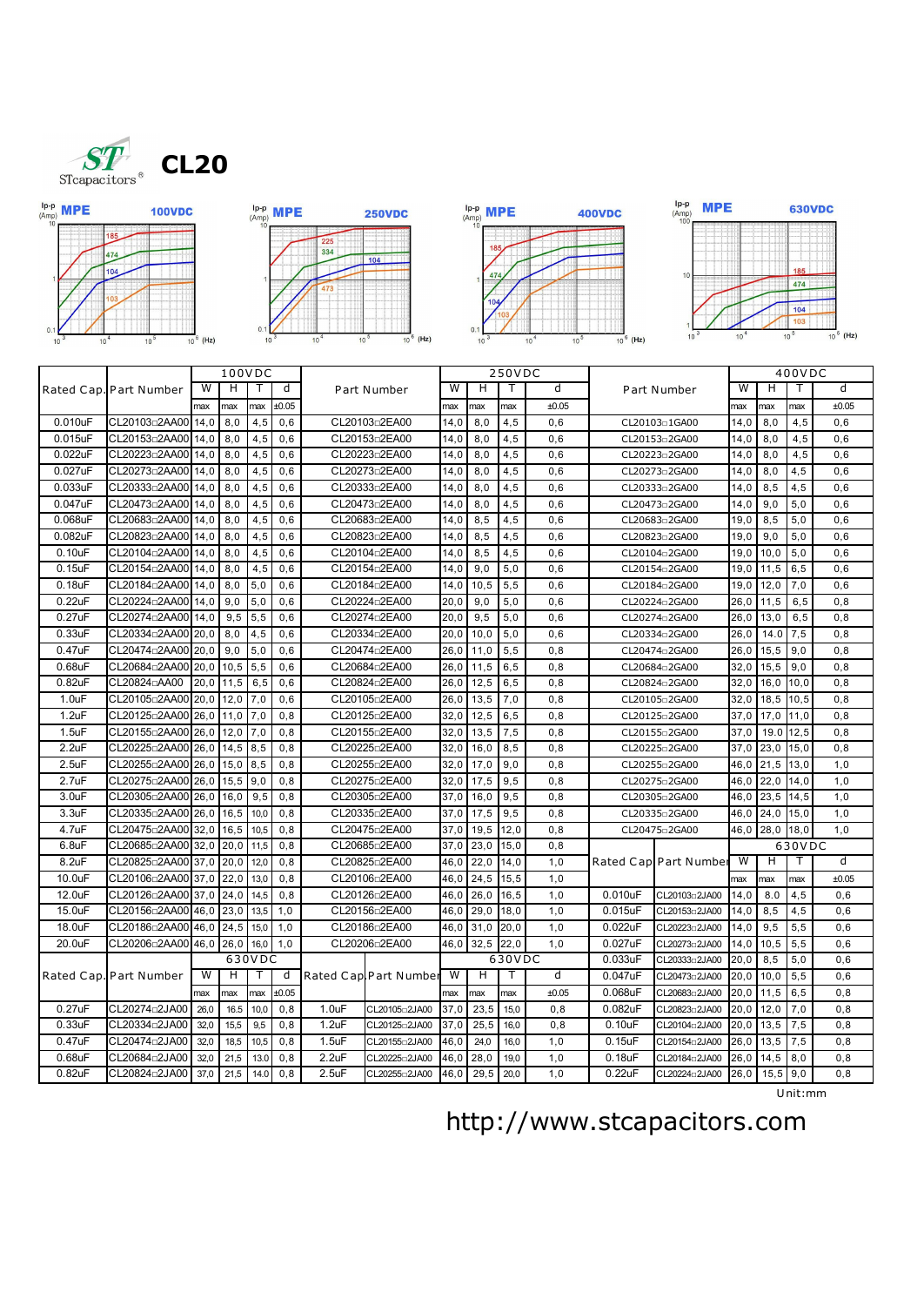STcapacitors®

# CL20

Ip-p (Amp) MPE 100VDC
10
185
474
104
103
1
0.1
$10^3$ $10^4$ $10^5$ $10^6$ (Hz)

Ip-p (Amp) MPE 250VDC
10
225
334
104
473
1
0.1
$10^3$ $10^4$ $10^5$ $10^6$ (Hz)

Ip-p (Amp) MPE 400VDC
10
185
474
104
103
1
0.1
$10^3$ $10^4$ $10^5$ $10^6$ (Hz)

Ip-p (Amp) MPE 630VDC
100
10
185
474
104
103
1
$10^3$ $10^4$ $10^5$ $10^6$ (Hz)

| Rated Cap. | 100VDC Part Number | W | H | T | d | 250VDC Part Number | W | H | T | d | 400VDC Part Number | W | H | T | d |
|---|---|---|---|---|---|---|---|---|---|---|---|---|---|---|---|
| | | max | max | max | ±0.05 | | max | max | max | ±0.05 | | max | max | max | ±0.05 |
| 0.010uF | CL20103□2AA00 | 14,0 | 8,0 | 4,5 | 0,6 | CL20103□2EA00 | 14,0 | 8,0 | 4,5 | 0,6 | CL20103□1GA00 | 14,0 | 8,0 | 4,5 | 0,6 |
| 0.015uF | CL20153□2AA00 | 14,0 | 8,0 | 4,5 | 0,6 | CL20153□2EA00 | 14,0 | 8,0 | 4,5 | 0,6 | CL20153□2GA00 | 14,0 | 8,0 | 4,5 | 0,6 |
| 0.022uF | CL20223□2AA00 | 14,0 | 8,0 | 4,5 | 0,6 | CL20223□2EA00 | 14,0 | 8,0 | 4,5 | 0,6 | CL20223□2GA00 | 14,0 | 8,0 | 4,5 | 0,6 |
| 0.027uF | CL20273□2AA00 | 14,0 | 8,0 | 4,5 | 0,6 | CL20273□2EA00 | 14,0 | 8,0 | 4,5 | 0,6 | CL20273□2GA00 | 14,0 | 8,0 | 4,5 | 0,6 |
| 0.033uF | CL20333□2AA00 | 14,0 | 8,0 | 4,5 | 0,6 | CL20333□2EA00 | 14,0 | 8,0 | 4,5 | 0,6 | CL20333□2GA00 | 14,0 | 8,5 | 4,5 | 0,6 |
| 0.047uF | CL20473□2AA00 | 14,0 | 8,0 | 4,5 | 0,6 | CL20473□2EA00 | 14,0 | 8,0 | 4,5 | 0,6 | CL20473□2GA00 | 14,0 | 9,0 | 5,0 | 0,6 |
| 0.068uF | CL20683□2AA00 | 14,0 | 8,0 | 4,5 | 0,6 | CL20683□2EA00 | 14,0 | 8,5 | 4,5 | 0,6 | CL20683□2GA00 | 19,0 | 8,5 | 5,0 | 0,6 |
| 0.082uF | CL20823□2AA00 | 14,0 | 8,0 | 4,5 | 0,6 | CL20823□2EA00 | 14,0 | 8,5 | 4,5 | 0,6 | CL20823□2GA00 | 19,0 | 9,0 | 5,0 | 0,6 |
| 0.10uF | CL20104□2AA00 | 14,0 | 8,0 | 4,5 | 0,6 | CL20104□2EA00 | 14,0 | 8,5 | 4,5 | 0,6 | CL20104□2GA00 | 19,0 | 10,0 | 5,0 | 0,6 |
| 0.15uF | CL20154□2AA00 | 14,0 | 8,0 | 4,5 | 0,6 | CL20154□2EA00 | 14,0 | 9,0 | 5,0 | 0,6 | CL20154□2GA00 | 19,0 | 11,5 | 6,5 | 0,6 |
| 0.18uF | CL20184□2AA00 | 14,0 | 8,0 | 5,0 | 0,6 | CL20184□2EA00 | 14,0 | 10,5 | 5,5 | 0,6 | CL20184□2GA00 | 19,0 | 12,0 | 7,0 | 0,6 |
| 0.22uF | CL20224□2AA00 | 14,0 | 9,0 | 5,0 | 0,6 | CL20224□2EA00 | 20,0 | 9,0 | 5,0 | 0,6 | CL20224□2GA00 | 26,0 | 11,5 | 6,5 | 0,8 |
| 0.27uF | CL20274□2AA00 | 14,0 | 9,5 | 5,5 | 0,6 | CL20274□2EA00 | 20,0 | 9,5 | 5,0 | 0,6 | CL20274□2GA00 | 26,0 | 13,0 | 6,5 | 0,8 |
| 0.33uF | CL20334□2AA00 | 20,0 | 8,0 | 4,5 | 0,6 | CL20334□2EA00 | 20,0 | 10,0 | 5,0 | 0,6 | CL20334□2GA00 | 26,0 | 14.0 | 7,5 | 0,8 |
| 0.47uF | CL20474□2AA00 | 20,0 | 9,0 | 5,0 | 0,6 | CL20474□2EA00 | 26,0 | 11,0 | 5,5 | 0,8 | CL20474□2GA00 | 26,0 | 15,5 | 9,0 | 0,8 |
| 0.68uF | CL20684□2AA00 | 20,0 | 10,5 | 5,5 | 0,6 | CL20684□2EA00 | 26,0 | 11,5 | 6,5 | 0,8 | CL20684□2GA00 | 32,0 | 15,5 | 9,0 | 0,8 |
| 0.82uF | CL20824□AA00 | 20,0 | 11,5 | 6,5 | 0,6 | CL20824□2EA00 | 26,0 | 12,5 | 6,5 | 0,8 | CL20824□2GA00 | 32,0 | 16,0 | 10,0 | 0,8 |
| 1.0uF | CL20105□2AA00 | 20,0 | 12,0 | 7,0 | 0,6 | CL20105□2EA00 | 26,0 | 13,5 | 7,0 | 0,8 | CL20105□2GA00 | 32,0 | 18,5 | 10,5 | 0,8 |
| 1.2uF | CL20125□2AA00 | 26,0 | 11,0 | 7,0 | 0,8 | CL20125□2EA00 | 32,0 | 12,5 | 6,5 | 0,8 | CL20125□2GA00 | 37,0 | 17,0 | 11,0 | 0,8 |
| 1.5uF | CL20155□2AA00 | 26,0 | 12,0 | 7,0 | 0,8 | CL20155□2EA00 | 32,0 | 13,5 | 7,5 | 0,8 | CL20155□2GA00 | 37,0 | 19.0 | 12,5 | 0,8 |
| 2.2uF | CL20225□2AA00 | 26,0 | 14,5 | 8,5 | 0,8 | CL20225□2EA00 | 32,0 | 16,0 | 8,5 | 0,8 | CL20225□2GA00 | 37,0 | 23,0 | 15,0 | 0,8 |
| 2.5uF | CL20255□2AA00 | 26,0 | 15,0 | 8,5 | 0,8 | CL20255□2EA00 | 32,0 | 17,0 | 9,0 | 0,8 | CL20255□2GA00 | 46,0 | 21,5 | 13,0 | 1,0 |
| 2.7uF | CL20275□2AA00 | 26,0 | 15,5 | 9,0 | 0,8 | CL20275□2EA00 | 32,0 | 17,5 | 9,5 | 0,8 | CL20275□2GA00 | 46,0 | 22,0 | 14,0 | 1,0 |
| 3.0uF | CL20305□2AA00 | 26,0 | 16,0 | 9,5 | 0,8 | CL20305□2EA00 | 37,0 | 16,0 | 9,5 | 0,8 | CL20305□2GA00 | 46,0 | 23,5 | 14,5 | 1,0 |
| 3.3uF | CL20335□2AA00 | 26,0 | 16,5 | 10,0 | 0,8 | CL20335□2EA00 | 37,0 | 17,5 | 9,5 | 0,8 | CL20335□2GA00 | 46,0 | 24,0 | 15,0 | 1,0 |
| 4.7uF | CL20475□2AA00 | 32,0 | 16,5 | 10,5 | 0,8 | CL20475□2EA00 | 37,0 | 19,5 | 12,0 | 0,8 | CL20475□2GA00 | 46,0 | 28,0 | 18,0 | 1,0 |
| 6.8uF | CL20685□2AA00 | 32,0 | 20,0 | 11,5 | 0,8 | CL20685□2EA00 | 37,0 | 23,0 | 15,0 | 0,8 | | | | | |
| 8.2uF | CL20825□2AA00 | 37,0 | 20,0 | 12,0 | 0,8 | CL20825□2EA00 | 46,0 | 22,0 | 14,0 | 1,0 | | | | | |
| 10.0uF | CL20106□2AA00 | 37,0 | 22,0 | 13,0 | 0,8 | CL20106□2EA00 | 46,0 | 24,5 | 15,5 | 1,0 | | | | | |
| 12.0uF | CL20126□2AA00 | 37,0 | 24,0 | 14,5 | 0,8 | CL20126□2EA00 | 46,0 | 26,0 | 16,5 | 1,0 | | | | | |
| 15.0uF | CL20156□2AA00 | 46,0 | 23,0 | 13,5 | 1,0 | CL20156□2EA00 | 46,0 | 29,0 | 18,0 | 1,0 | | | | | |
| 18.0uF | CL20186□2AA00 | 46,0 | 24,5 | 15,0 | 1,0 | CL20186□2EA00 | 46,0 | 31,0 | 20,0 | 1,0 | | | | | |
| 20.0uF | CL20206□2AA00 | 46,0 | 26,0 | 16,0 | 1,0 | CL20206□2EA00 | 46,0 | 32,5 | 22,0 | 1,0 | | | | | |

| Rated Cap | 630VDC Part Number | W | H | T | d |
|---|---|---|---|---|---|
| | | max | max | max | ±0.05 |
| 0.010uF | CL20103□2JA00 | 14,0 | 8.0 | 4,5 | 0,6 |
| 0.015uF | CL20153□2JA00 | 14,0 | 8,5 | 4,5 | 0,6 |
| 0.022uF | CL20223□2JA00 | 14,0 | 9,5 | 5,5 | 0,6 |
| 0.027uF | CL20273□2JA00 | 14,0 | 10,5 | 5,5 | 0,6 |
| 0.033uF | CL20333□2JA00 | 20,0 | 8,5 | 5,0 | 0,6 |
| 0.047uF | CL20473□2JA00 | 20,0 | 10,0 | 5,5 | 0,6 |
| 0.068uF | CL20683□2JA00 | 20,0 | 11,5 | 6,5 | 0,8 |
| 0.082uF | CL20823□2JA00 | 20,0 | 12,0 | 7,0 | 0,8 |
| 0.10uF | CL20104□2JA00 | 20,0 | 13,5 | 7,5 | 0,8 |
| 0.15uF | CL20154□2JA00 | 26,0 | 13,5 | 7,5 | 0,8 |
| 0.18uF | CL20184□2JA00 | 26,0 | 14,5 | 8,0 | 0,8 |
| 0.22uF | CL20224□2JA00 | 26,0 | 15,5 | 9,0 | 0,8 |
| 0.27uF | CL20274□2JA00 | 26,0 | 16.5 | 10,0 | 0,8 |
| 0.33uF | CL20334□2JA00 | 32,0 | 15,5 | 9,5 | 0,8 |
| 0.47uF | CL20474□2JA00 | 32,0 | 18,5 | 10,5 | 0,8 |
| 0.68uF | CL20684□2JA00 | 32,0 | 21,5 | 13,0 | 0,8 |
| 0.82uF | CL20824□2JA00 | 37,0 | 21,5 | 14,0 | 0,8 |
| 1.0uF | CL20105□2JA00 | 37,0 | 23,5 | 15,0 | 0,8 |
| 1.2uF | CL20125□2JA00 | 37,0 | 25,5 | 16,0 | 0,8 |
| 1.5uF | CL20155□2JA00 | 46,0 | 24,0 | 16,0 | 1,0 |
| 2.2uF | CL20225□2JA00 | 46,0 | 28,0 | 19,0 | 1,0 |
| 2.5uF | CL20255□2JA00 | 46,0 | 29,5 | 20,0 | 1,0 |

Unit:mm

http://www.stcapacitors.com